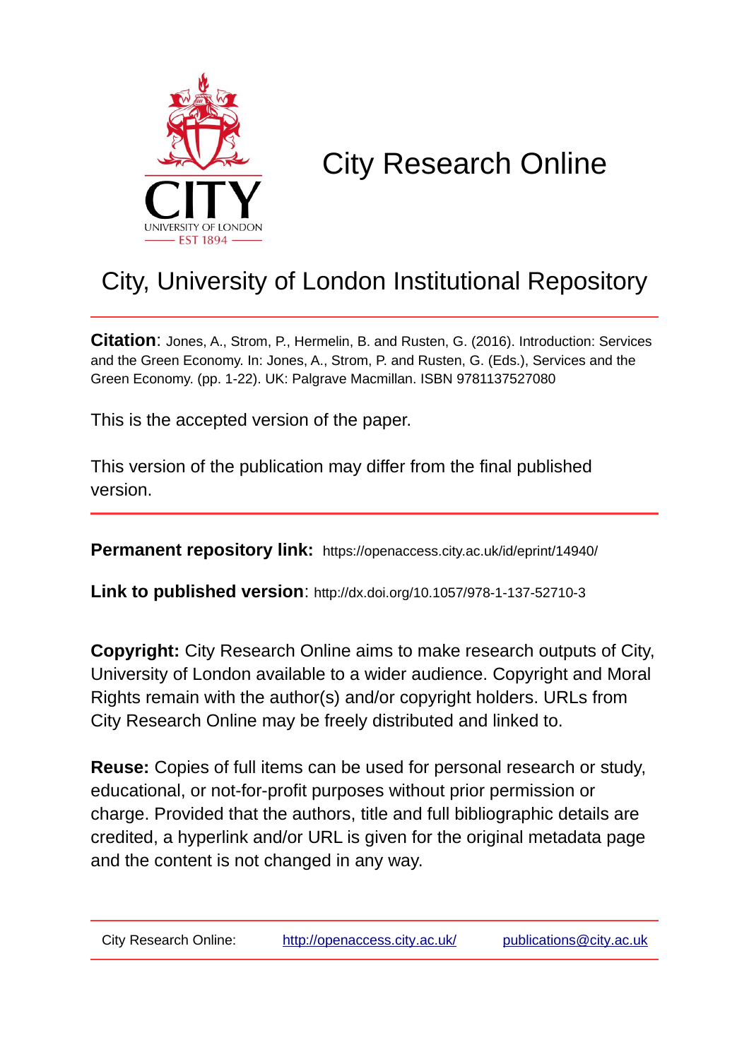# City Research Online

## City, University of London Institutional Repository

**Citation**: Jones, A., Strom, P., Hermelin, B. and Rusten, G. (2016). Introduction: Services and the Green Economy. In: Jones, A., Strom, P. and Rusten, G. (Eds.), Services and the Green Economy. (pp. 1-22). UK: Palgrave Macmillan. ISBN 9781137527080

This is the accepted version of the paper.

This version of the publication may differ from the final published version.

**Permanent repository link:** https://openaccess.city.ac.uk/id/eprint/14940/

**Link to published version**: http://dx.doi.org/10.1057/978-1-137-52710-3

**Copyright:** City Research Online aims to make research outputs of City, University of London available to a wider audience. Copyright and Moral Rights remain with the author(s) and/or copyright holders. URLs from City Research Online may be freely distributed and linked to.

**Reuse:** Copies of full items can be used for personal research or study, educational, or not-for-profit purposes without prior permission or charge. Provided that the authors, title and full bibliographic details are credited, a hyperlink and/or URL is given for the original metadata page and the content is not changed in any way.

City Research Online: http://openaccess.city.ac.uk/ publications@city.ac.uk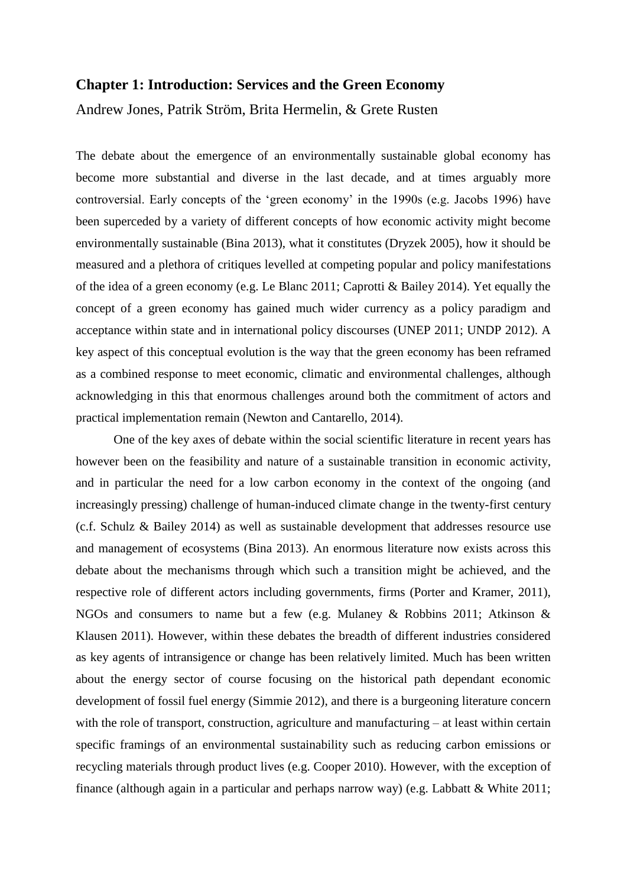## Chapter 1: Introduction: Services and the Green Economy

Andrew Jones, Patrik Ström, Brita Hermelin, & Grete Rusten

The debate about the emergence of an environmentally sustainable global economy has become more substantial and diverse in the last decade, and at times arguably more controversial. Early concepts of the 'green economy' in the 1990s (e.g. Jacobs 1996) have been superceded by a variety of different concepts of how economic activity might become environmentally sustainable (Bina 2013), what it constitutes (Dryzek 2005), how it should be measured and a plethora of critiques levelled at competing popular and policy manifestations of the idea of a green economy (e.g. Le Blanc 2011; Caprotti & Bailey 2014). Yet equally the concept of a green economy has gained much wider currency as a policy paradigm and acceptance within state and in international policy discourses (UNEP 2011; UNDP 2012). A key aspect of this conceptual evolution is the way that the green economy has been reframed as a combined response to meet economic, climatic and environmental challenges, although acknowledging in this that enormous challenges around both the commitment of actors and practical implementation remain (Newton and Cantarello, 2014).

One of the key axes of debate within the social scientific literature in recent years has however been on the feasibility and nature of a sustainable transition in economic activity, and in particular the need for a low carbon economy in the context of the ongoing (and increasingly pressing) challenge of human-induced climate change in the twenty-first century (c.f. Schulz & Bailey 2014) as well as sustainable development that addresses resource use and management of ecosystems (Bina 2013). An enormous literature now exists across this debate about the mechanisms through which such a transition might be achieved, and the respective role of different actors including governments, firms (Porter and Kramer, 2011), NGOs and consumers to name but a few (e.g. Mulaney & Robbins 2011; Atkinson & Klausen 2011). However, within these debates the breadth of different industries considered as key agents of intransigence or change has been relatively limited. Much has been written about the energy sector of course focusing on the historical path dependant economic development of fossil fuel energy (Simmie 2012), and there is a burgeoning literature concern with the role of transport, construction, agriculture and manufacturing – at least within certain specific framings of an environmental sustainability such as reducing carbon emissions or recycling materials through product lives (e.g. Cooper 2010). However, with the exception of finance (although again in a particular and perhaps narrow way) (e.g. Labbatt & White 2011;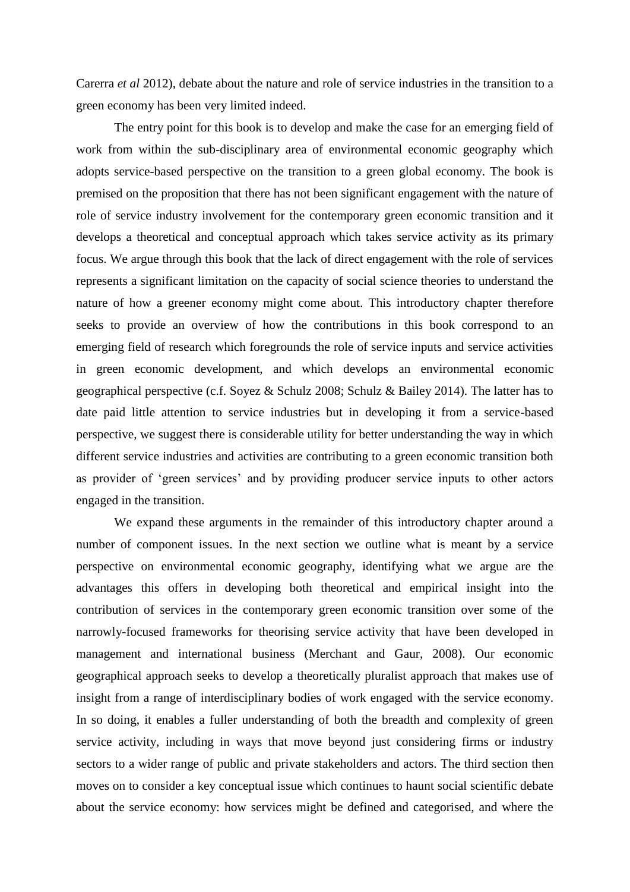Carerra *et al* 2012), debate about the nature and role of service industries in the transition to a green economy has been very limited indeed.

The entry point for this book is to develop and make the case for an emerging field of work from within the sub-disciplinary area of environmental economic geography which adopts service-based perspective on the transition to a green global economy. The book is premised on the proposition that there has not been significant engagement with the nature of role of service industry involvement for the contemporary green economic transition and it develops a theoretical and conceptual approach which takes service activity as its primary focus. We argue through this book that the lack of direct engagement with the role of services represents a significant limitation on the capacity of social science theories to understand the nature of how a greener economy might come about. This introductory chapter therefore seeks to provide an overview of how the contributions in this book correspond to an emerging field of research which foregrounds the role of service inputs and service activities in green economic development, and which develops an environmental economic geographical perspective (c.f. Soyez & Schulz 2008; Schulz & Bailey 2014). The latter has to date paid little attention to service industries but in developing it from a service-based perspective, we suggest there is considerable utility for better understanding the way in which different service industries and activities are contributing to a green economic transition both as provider of 'green services' and by providing producer service inputs to other actors engaged in the transition.

We expand these arguments in the remainder of this introductory chapter around a number of component issues. In the next section we outline what is meant by a service perspective on environmental economic geography, identifying what we argue are the advantages this offers in developing both theoretical and empirical insight into the contribution of services in the contemporary green economic transition over some of the narrowly-focused frameworks for theorising service activity that have been developed in management and international business (Merchant and Gaur, 2008). Our economic geographical approach seeks to develop a theoretically pluralist approach that makes use of insight from a range of interdisciplinary bodies of work engaged with the service economy. In so doing, it enables a fuller understanding of both the breadth and complexity of green service activity, including in ways that move beyond just considering firms or industry sectors to a wider range of public and private stakeholders and actors. The third section then moves on to consider a key conceptual issue which continues to haunt social scientific debate about the service economy: how services might be defined and categorised, and where the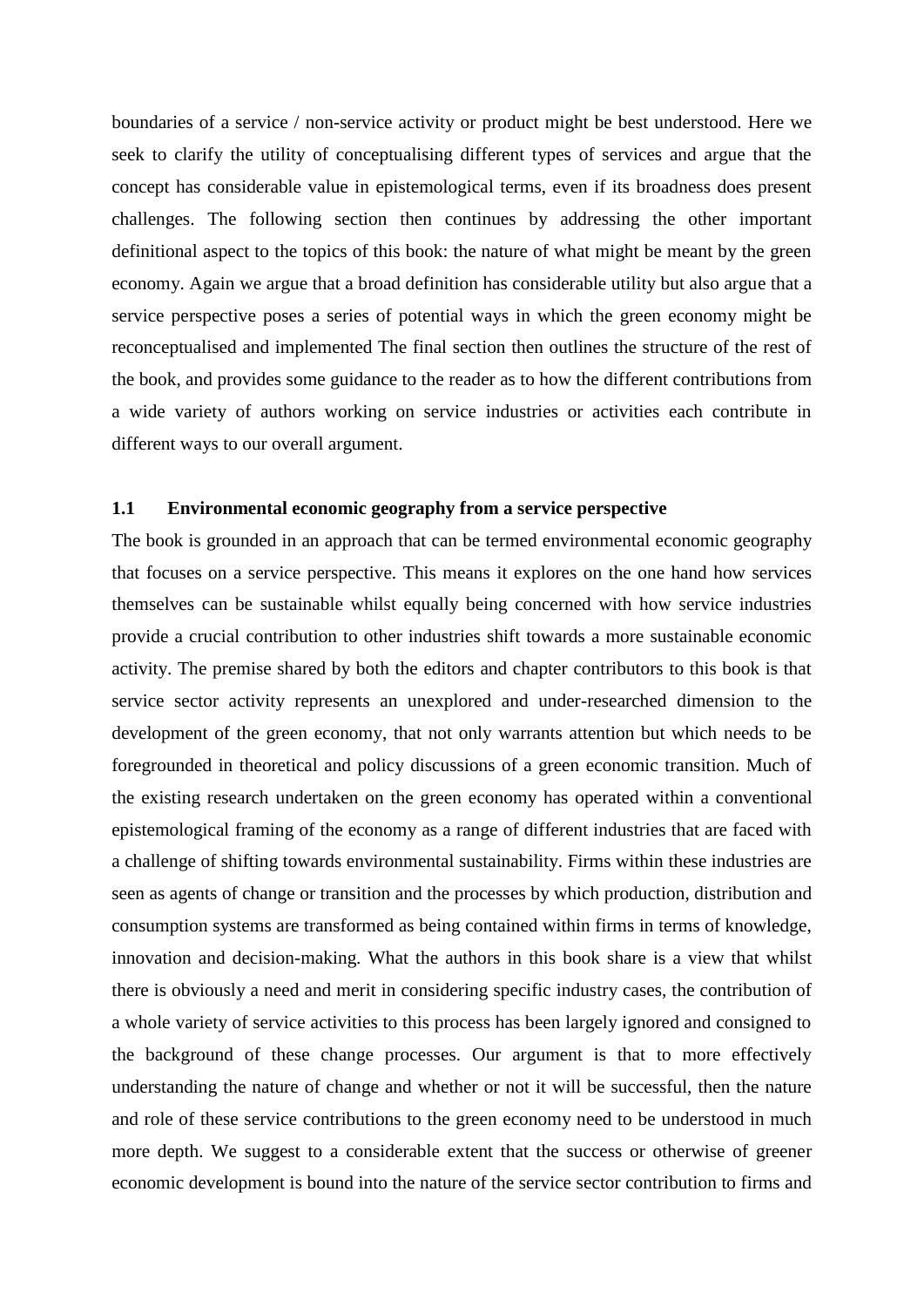boundaries of a service / non-service activity or product might be best understood. Here we seek to clarify the utility of conceptualising different types of services and argue that the concept has considerable value in epistemological terms, even if its broadness does present challenges. The following section then continues by addressing the other important definitional aspect to the topics of this book: the nature of what might be meant by the green economy. Again we argue that a broad definition has considerable utility but also argue that a service perspective poses a series of potential ways in which the green economy might be reconceptualised and implemented The final section then outlines the structure of the rest of the book, and provides some guidance to the reader as to how the different contributions from a wide variety of authors working on service industries or activities each contribute in different ways to our overall argument.

### 1.1 Environmental economic geography from a service perspective

The book is grounded in an approach that can be termed environmental economic geography that focuses on a service perspective. This means it explores on the one hand how services themselves can be sustainable whilst equally being concerned with how service industries provide a crucial contribution to other industries shift towards a more sustainable economic activity. The premise shared by both the editors and chapter contributors to this book is that service sector activity represents an unexplored and under-researched dimension to the development of the green economy, that not only warrants attention but which needs to be foregrounded in theoretical and policy discussions of a green economic transition. Much of the existing research undertaken on the green economy has operated within a conventional epistemological framing of the economy as a range of different industries that are faced with a challenge of shifting towards environmental sustainability. Firms within these industries are seen as agents of change or transition and the processes by which production, distribution and consumption systems are transformed as being contained within firms in terms of knowledge, innovation and decision-making. What the authors in this book share is a view that whilst there is obviously a need and merit in considering specific industry cases, the contribution of a whole variety of service activities to this process has been largely ignored and consigned to the background of these change processes. Our argument is that to more effectively understanding the nature of change and whether or not it will be successful, then the nature and role of these service contributions to the green economy need to be understood in much more depth. We suggest to a considerable extent that the success or otherwise of greener economic development is bound into the nature of the service sector contribution to firms and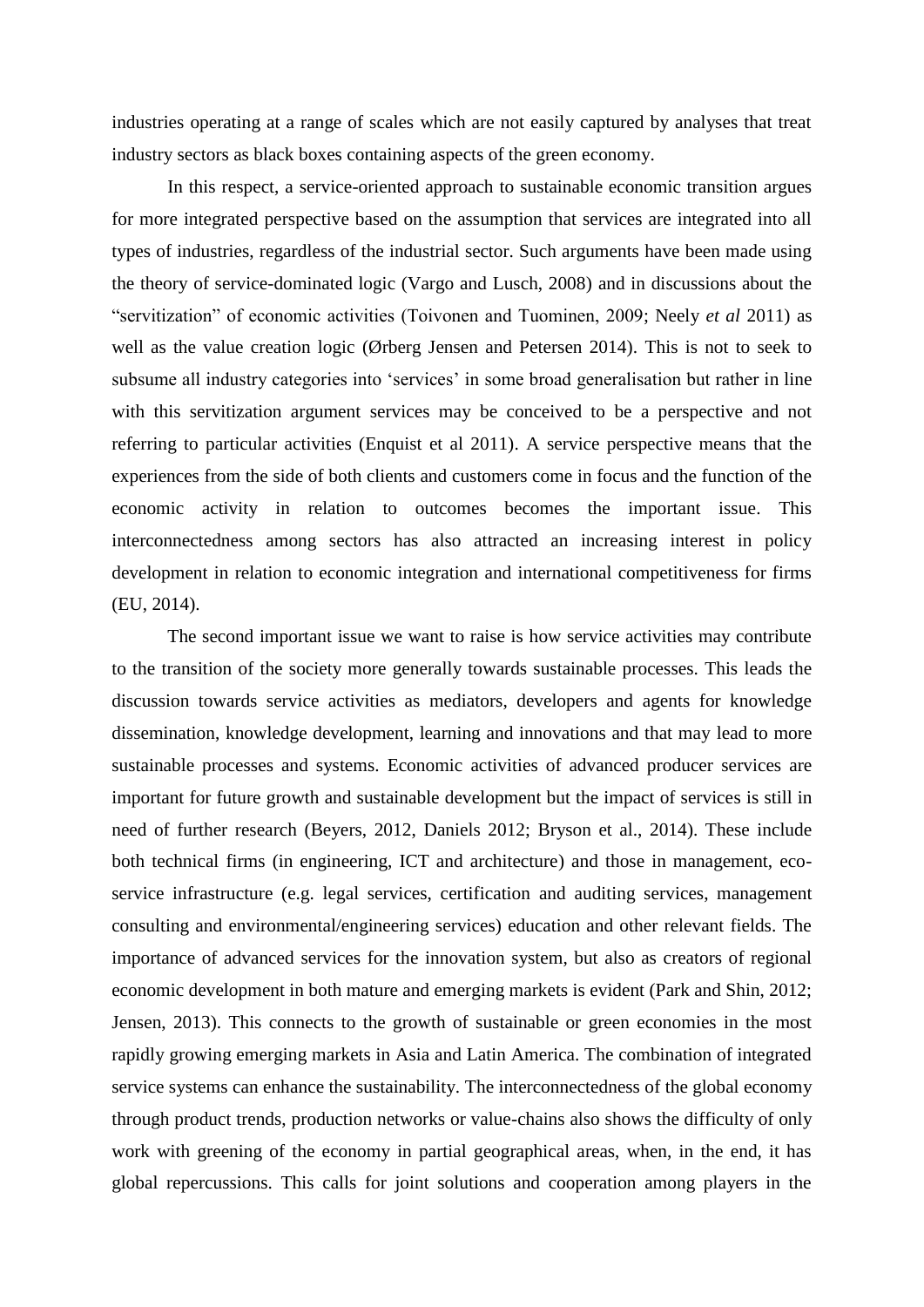industries operating at a range of scales which are not easily captured by analyses that treat industry sectors as black boxes containing aspects of the green economy.

In this respect, a service-oriented approach to sustainable economic transition argues for more integrated perspective based on the assumption that services are integrated into all types of industries, regardless of the industrial sector. Such arguments have been made using the theory of service-dominated logic (Vargo and Lusch, 2008) and in discussions about the "servitization" of economic activities (Toivonen and Tuominen, 2009; Neely *et al* 2011) as well as the value creation logic (Ørberg Jensen and Petersen 2014). This is not to seek to subsume all industry categories into 'services' in some broad generalisation but rather in line with this servitization argument services may be conceived to be a perspective and not referring to particular activities (Enquist et al 2011). A service perspective means that the experiences from the side of both clients and customers come in focus and the function of the economic activity in relation to outcomes becomes the important issue. This interconnectedness among sectors has also attracted an increasing interest in policy development in relation to economic integration and international competitiveness for firms (EU, 2014).

The second important issue we want to raise is how service activities may contribute to the transition of the society more generally towards sustainable processes. This leads the discussion towards service activities as mediators, developers and agents for knowledge dissemination, knowledge development, learning and innovations and that may lead to more sustainable processes and systems. Economic activities of advanced producer services are important for future growth and sustainable development but the impact of services is still in need of further research (Beyers, 2012, Daniels 2012; Bryson et al., 2014). These include both technical firms (in engineering, ICT and architecture) and those in management, eco-service infrastructure (e.g. legal services, certification and auditing services, management consulting and environmental/engineering services) education and other relevant fields. The importance of advanced services for the innovation system, but also as creators of regional economic development in both mature and emerging markets is evident (Park and Shin, 2012; Jensen, 2013). This connects to the growth of sustainable or green economies in the most rapidly growing emerging markets in Asia and Latin America. The combination of integrated service systems can enhance the sustainability. The interconnectedness of the global economy through product trends, production networks or value-chains also shows the difficulty of only work with greening of the economy in partial geographical areas, when, in the end, it has global repercussions. This calls for joint solutions and cooperation among players in the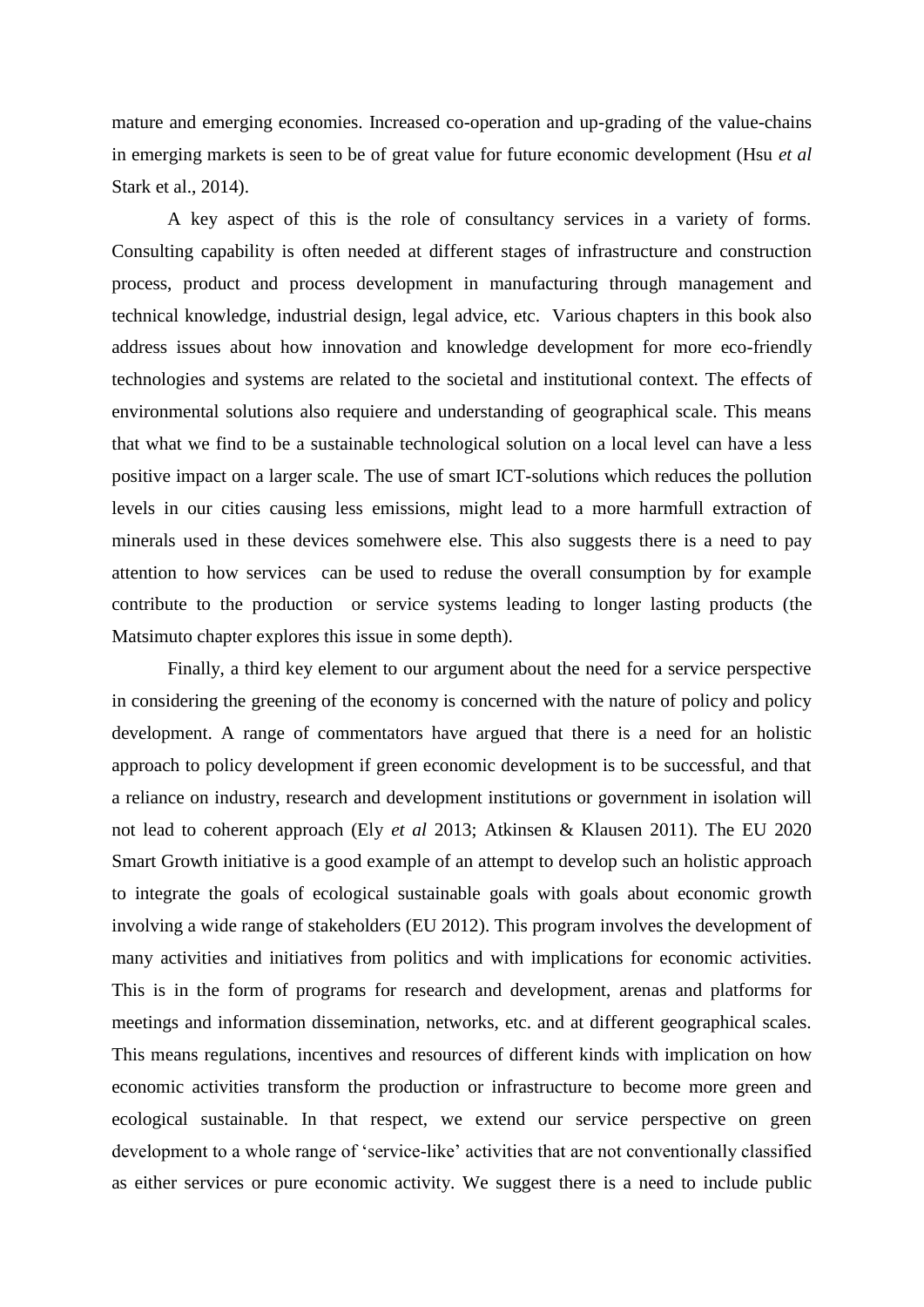mature and emerging economies. Increased co-operation and up-grading of the value-chains in emerging markets is seen to be of great value for future economic development (Hsu *et al* Stark et al., 2014).

A key aspect of this is the role of consultancy services in a variety of forms. Consulting capability is often needed at different stages of infrastructure and construction process, product and process development in manufacturing through management and technical knowledge, industrial design, legal advice, etc. Various chapters in this book also address issues about how innovation and knowledge development for more eco-friendly technologies and systems are related to the societal and institutional context. The effects of environmental solutions also requiere and understanding of geographical scale. This means that what we find to be a sustainable technological solution on a local level can have a less positive impact on a larger scale. The use of smart ICT-solutions which reduces the pollution levels in our cities causing less emissions, might lead to a more harmfull extraction of minerals used in these devices somehwere else. This also suggests there is a need to pay attention to how services can be used to reduse the overall consumption by for example contribute to the production or service systems leading to longer lasting products (the Matsimuto chapter explores this issue in some depth).

Finally, a third key element to our argument about the need for a service perspective in considering the greening of the economy is concerned with the nature of policy and policy development. A range of commentators have argued that there is a need for an holistic approach to policy development if green economic development is to be successful, and that a reliance on industry, research and development institutions or government in isolation will not lead to coherent approach (Ely *et al* 2013; Atkinsen & Klausen 2011). The EU 2020 Smart Growth initiative is a good example of an attempt to develop such an holistic approach to integrate the goals of ecological sustainable goals with goals about economic growth involving a wide range of stakeholders (EU 2012). This program involves the development of many activities and initiatives from politics and with implications for economic activities. This is in the form of programs for research and development, arenas and platforms for meetings and information dissemination, networks, etc. and at different geographical scales. This means regulations, incentives and resources of different kinds with implication on how economic activities transform the production or infrastructure to become more green and ecological sustainable. In that respect, we extend our service perspective on green development to a whole range of 'service-like' activities that are not conventionally classified as either services or pure economic activity. We suggest there is a need to include public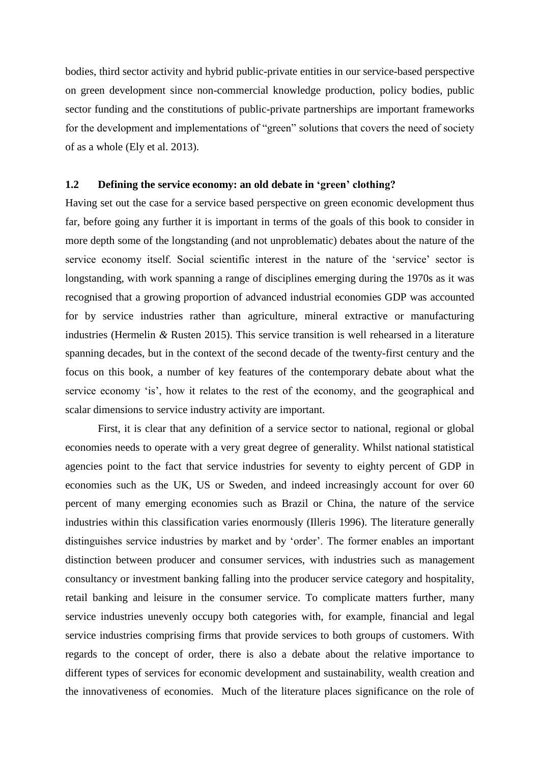bodies, third sector activity and hybrid public-private entities in our service-based perspective on green development since non-commercial knowledge production, policy bodies, public sector funding and the constitutions of public-private partnerships are important frameworks for the development and implementations of "green" solutions that covers the need of society of as a whole (Ely et al. 2013).

### 1.2 Defining the service economy: an old debate in 'green' clothing?

Having set out the case for a service based perspective on green economic development thus far, before going any further it is important in terms of the goals of this book to consider in more depth some of the longstanding (and not unproblematic) debates about the nature of the service economy itself. Social scientific interest in the nature of the 'service' sector is longstanding, with work spanning a range of disciplines emerging during the 1970s as it was recognised that a growing proportion of advanced industrial economies GDP was accounted for by service industries rather than agriculture, mineral extractive or manufacturing industries (Hermelin *&* Rusten 2015). This service transition is well rehearsed in a literature spanning decades, but in the context of the second decade of the twenty-first century and the focus on this book, a number of key features of the contemporary debate about what the service economy 'is', how it relates to the rest of the economy, and the geographical and scalar dimensions to service industry activity are important.

First, it is clear that any definition of a service sector to national, regional or global economies needs to operate with a very great degree of generality. Whilst national statistical agencies point to the fact that service industries for seventy to eighty percent of GDP in economies such as the UK, US or Sweden, and indeed increasingly account for over 60 percent of many emerging economies such as Brazil or China, the nature of the service industries within this classification varies enormously (Illeris 1996). The literature generally distinguishes service industries by market and by 'order'. The former enables an important distinction between producer and consumer services, with industries such as management consultancy or investment banking falling into the producer service category and hospitality, retail banking and leisure in the consumer service. To complicate matters further, many service industries unevenly occupy both categories with, for example, financial and legal service industries comprising firms that provide services to both groups of customers. With regards to the concept of order, there is also a debate about the relative importance to different types of services for economic development and sustainability, wealth creation and the innovativeness of economies. Much of the literature places significance on the role of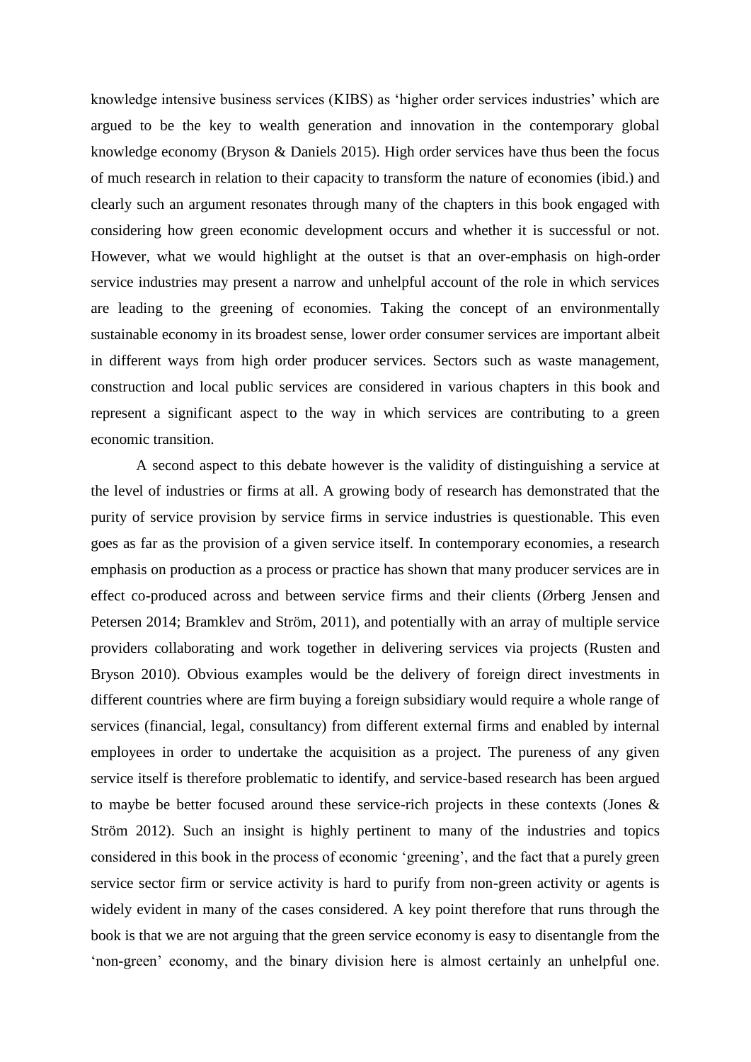knowledge intensive business services (KIBS) as 'higher order services industries' which are argued to be the key to wealth generation and innovation in the contemporary global knowledge economy (Bryson & Daniels 2015). High order services have thus been the focus of much research in relation to their capacity to transform the nature of economies (ibid.) and clearly such an argument resonates through many of the chapters in this book engaged with considering how green economic development occurs and whether it is successful or not. However, what we would highlight at the outset is that an over-emphasis on high-order service industries may present a narrow and unhelpful account of the role in which services are leading to the greening of economies. Taking the concept of an environmentally sustainable economy in its broadest sense, lower order consumer services are important albeit in different ways from high order producer services. Sectors such as waste management, construction and local public services are considered in various chapters in this book and represent a significant aspect to the way in which services are contributing to a green economic transition.

A second aspect to this debate however is the validity of distinguishing a service at the level of industries or firms at all. A growing body of research has demonstrated that the purity of service provision by service firms in service industries is questionable. This even goes as far as the provision of a given service itself. In contemporary economies, a research emphasis on production as a process or practice has shown that many producer services are in effect co-produced across and between service firms and their clients (Ørberg Jensen and Petersen 2014; Bramklev and Ström, 2011), and potentially with an array of multiple service providers collaborating and work together in delivering services via projects (Rusten and Bryson 2010). Obvious examples would be the delivery of foreign direct investments in different countries where are firm buying a foreign subsidiary would require a whole range of services (financial, legal, consultancy) from different external firms and enabled by internal employees in order to undertake the acquisition as a project. The pureness of any given service itself is therefore problematic to identify, and service-based research has been argued to maybe be better focused around these service-rich projects in these contexts (Jones & Ström 2012). Such an insight is highly pertinent to many of the industries and topics considered in this book in the process of economic 'greening', and the fact that a purely green service sector firm or service activity is hard to purify from non-green activity or agents is widely evident in many of the cases considered. A key point therefore that runs through the book is that we are not arguing that the green service economy is easy to disentangle from the 'non-green' economy, and the binary division here is almost certainly an unhelpful one.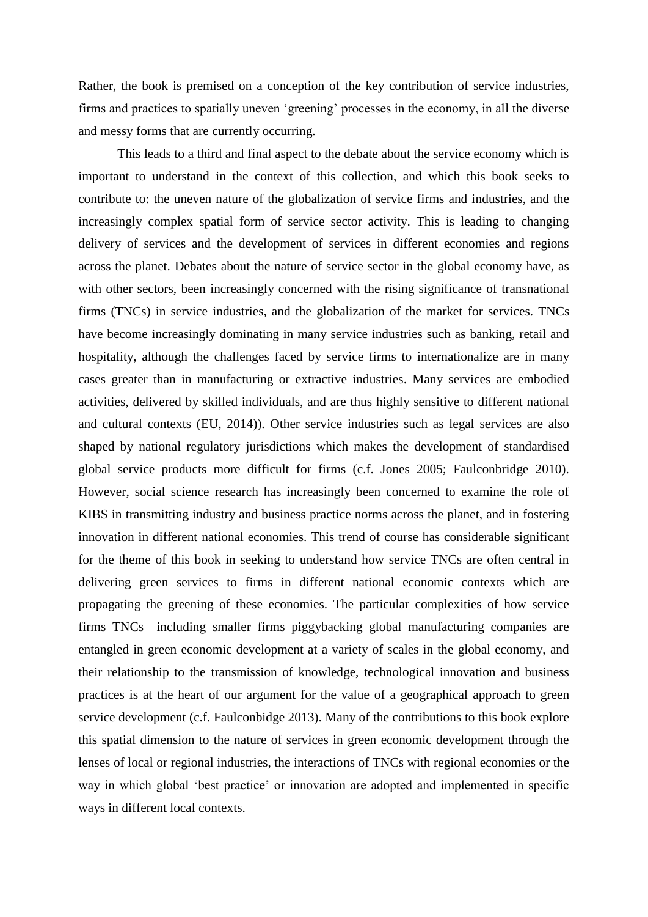Rather, the book is premised on a conception of the key contribution of service industries, firms and practices to spatially uneven 'greening' processes in the economy, in all the diverse and messy forms that are currently occurring.

This leads to a third and final aspect to the debate about the service economy which is important to understand in the context of this collection, and which this book seeks to contribute to: the uneven nature of the globalization of service firms and industries, and the increasingly complex spatial form of service sector activity. This is leading to changing delivery of services and the development of services in different economies and regions across the planet. Debates about the nature of service sector in the global economy have, as with other sectors, been increasingly concerned with the rising significance of transnational firms (TNCs) in service industries, and the globalization of the market for services. TNCs have become increasingly dominating in many service industries such as banking, retail and hospitality, although the challenges faced by service firms to internationalize are in many cases greater than in manufacturing or extractive industries. Many services are embodied activities, delivered by skilled individuals, and are thus highly sensitive to different national and cultural contexts (EU, 2014)). Other service industries such as legal services are also shaped by national regulatory jurisdictions which makes the development of standardised global service products more difficult for firms (c.f. Jones 2005; Faulconbridge 2010). However, social science research has increasingly been concerned to examine the role of KIBS in transmitting industry and business practice norms across the planet, and in fostering innovation in different national economies. This trend of course has considerable significant for the theme of this book in seeking to understand how service TNCs are often central in delivering green services to firms in different national economic contexts which are propagating the greening of these economies. The particular complexities of how service firms TNCs  including smaller firms piggybacking global manufacturing companies are entangled in green economic development at a variety of scales in the global economy, and their relationship to the transmission of knowledge, technological innovation and business practices is at the heart of our argument for the value of a geographical approach to green service development (c.f. Faulconbidge 2013). Many of the contributions to this book explore this spatial dimension to the nature of services in green economic development through the lenses of local or regional industries, the interactions of TNCs with regional economies or the way in which global 'best practice' or innovation are adopted and implemented in specific ways in different local contexts.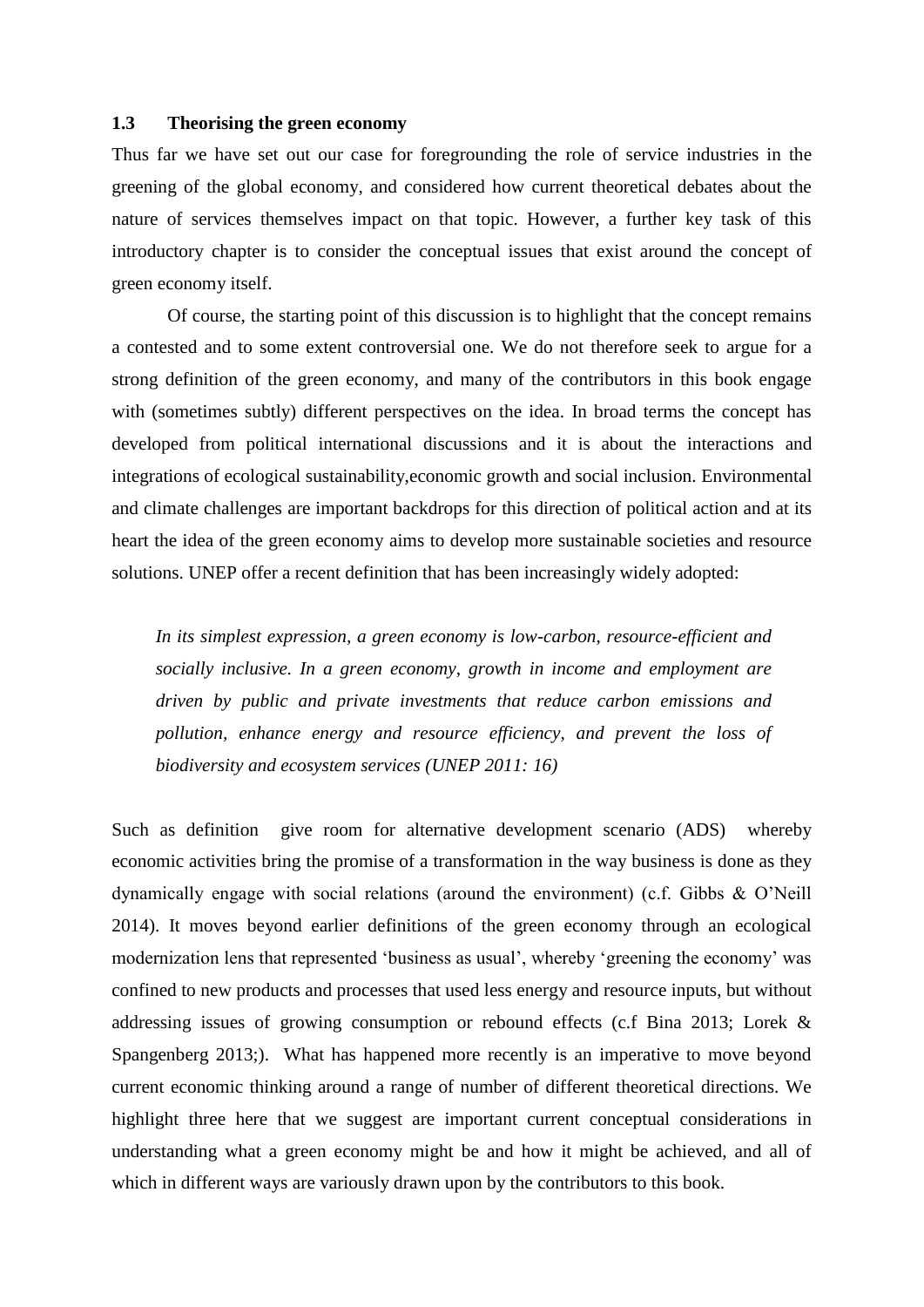### 1.3 Theorising the green economy

Thus far we have set out our case for foregrounding the role of service industries in the greening of the global economy, and considered how current theoretical debates about the nature of services themselves impact on that topic. However, a further key task of this introductory chapter is to consider the conceptual issues that exist around the concept of green economy itself.

Of course, the starting point of this discussion is to highlight that the concept remains a contested and to some extent controversial one. We do not therefore seek to argue for a strong definition of the green economy, and many of the contributors in this book engage with (sometimes subtly) different perspectives on the idea. In broad terms the concept has developed from political international discussions and it is about the interactions and integrations of ecological sustainability,economic growth and social inclusion. Environmental and climate challenges are important backdrops for this direction of political action and at its heart the idea of the green economy aims to develop more sustainable societies and resource solutions. UNEP offer a recent definition that has been increasingly widely adopted:

> *In its simplest expression, a green economy is low-carbon, resource-efficient and socially inclusive. In a green economy, growth in income and employment are driven by public and private investments that reduce carbon emissions and pollution, enhance energy and resource efficiency, and prevent the loss of biodiversity and ecosystem services (UNEP 2011: 16)*

Such as definition give room for alternative development scenario (ADS) whereby economic activities bring the promise of a transformation in the way business is done as they dynamically engage with social relations (around the environment) (c.f. Gibbs & O'Neill 2014). It moves beyond earlier definitions of the green economy through an ecological modernization lens that represented 'business as usual', whereby 'greening the economy' was confined to new products and processes that used less energy and resource inputs, but without addressing issues of growing consumption or rebound effects (c.f Bina 2013; Lorek & Spangenberg 2013;). What has happened more recently is an imperative to move beyond current economic thinking around a range of number of different theoretical directions. We highlight three here that we suggest are important current conceptual considerations in understanding what a green economy might be and how it might be achieved, and all of which in different ways are variously drawn upon by the contributors to this book.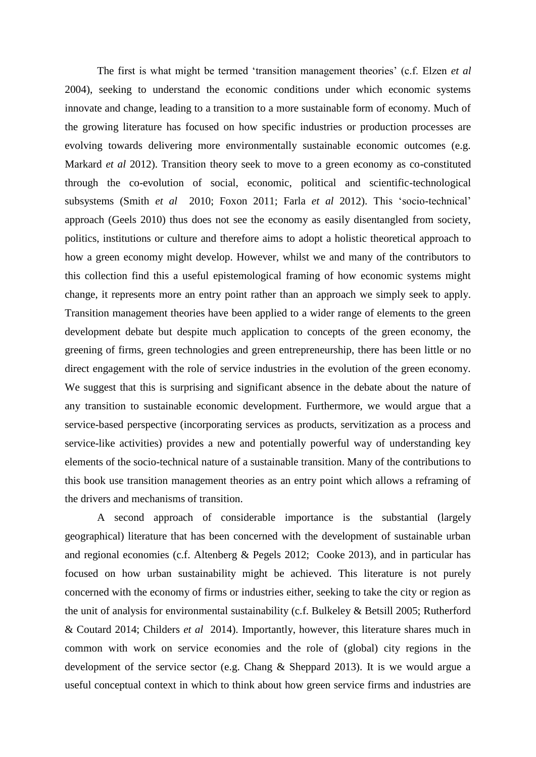The first is what might be termed 'transition management theories' (c.f. Elzen *et al* 2004), seeking to understand the economic conditions under which economic systems innovate and change, leading to a transition to a more sustainable form of economy. Much of the growing literature has focused on how specific industries or production processes are evolving towards delivering more environmentally sustainable economic outcomes (e.g. Markard *et al* 2012). Transition theory seek to move to a green economy as co-constituted through the co-evolution of social, economic, political and scientific-technological subsystems (Smith *et al* 2010; Foxon 2011; Farla *et al* 2012). This 'socio-technical' approach (Geels 2010) thus does not see the economy as easily disentangled from society, politics, institutions or culture and therefore aims to adopt a holistic theoretical approach to how a green economy might develop. However, whilst we and many of the contributors to this collection find this a useful epistemological framing of how economic systems might change, it represents more an entry point rather than an approach we simply seek to apply. Transition management theories have been applied to a wider range of elements to the green development debate but despite much application to concepts of the green economy, the greening of firms, green technologies and green entrepreneurship, there has been little or no direct engagement with the role of service industries in the evolution of the green economy. We suggest that this is surprising and significant absence in the debate about the nature of any transition to sustainable economic development. Furthermore, we would argue that a service-based perspective (incorporating services as products, servitization as a process and service-like activities) provides a new and potentially powerful way of understanding key elements of the socio-technical nature of a sustainable transition. Many of the contributions to this book use transition management theories as an entry point which allows a reframing of the drivers and mechanisms of transition.

A second approach of considerable importance is the substantial (largely geographical) literature that has been concerned with the development of sustainable urban and regional economies (c.f. Altenberg & Pegels 2012; Cooke 2013), and in particular has focused on how urban sustainability might be achieved. This literature is not purely concerned with the economy of firms or industries either, seeking to take the city or region as the unit of analysis for environmental sustainability (c.f. Bulkeley & Betsill 2005; Rutherford & Coutard 2014; Childers *et al* 2014). Importantly, however, this literature shares much in common with work on service economies and the role of (global) city regions in the development of the service sector (e.g. Chang & Sheppard 2013). It is we would argue a useful conceptual context in which to think about how green service firms and industries are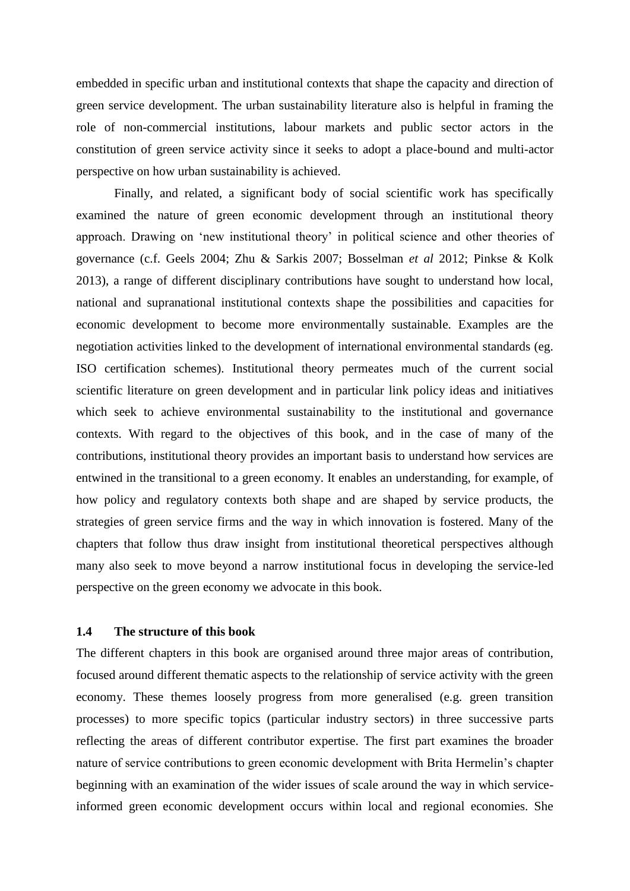embedded in specific urban and institutional contexts that shape the capacity and direction of green service development. The urban sustainability literature also is helpful in framing the role of non-commercial institutions, labour markets and public sector actors in the constitution of green service activity since it seeks to adopt a place-bound and multi-actor perspective on how urban sustainability is achieved.

Finally, and related, a significant body of social scientific work has specifically examined the nature of green economic development through an institutional theory approach. Drawing on 'new institutional theory' in political science and other theories of governance (c.f. Geels 2004; Zhu & Sarkis 2007; Bosselman *et al* 2012; Pinkse & Kolk 2013), a range of different disciplinary contributions have sought to understand how local, national and supranational institutional contexts shape the possibilities and capacities for economic development to become more environmentally sustainable. Examples are the negotiation activities linked to the development of international environmental standards (eg. ISO certification schemes). Institutional theory permeates much of the current social scientific literature on green development and in particular link policy ideas and initiatives which seek to achieve environmental sustainability to the institutional and governance contexts. With regard to the objectives of this book, and in the case of many of the contributions, institutional theory provides an important basis to understand how services are entwined in the transitional to a green economy. It enables an understanding, for example, of how policy and regulatory contexts both shape and are shaped by service products, the strategies of green service firms and the way in which innovation is fostered. Many of the chapters that follow thus draw insight from institutional theoretical perspectives although many also seek to move beyond a narrow institutional focus in developing the service-led perspective on the green economy we advocate in this book.

## 1.4 The structure of this book

The different chapters in this book are organised around three major areas of contribution, focused around different thematic aspects to the relationship of service activity with the green economy. These themes loosely progress from more generalised (e.g. green transition processes) to more specific topics (particular industry sectors) in three successive parts reflecting the areas of different contributor expertise. The first part examines the broader nature of service contributions to green economic development with Brita Hermelin's chapter beginning with an examination of the wider issues of scale around the way in which service-informed green economic development occurs within local and regional economies. She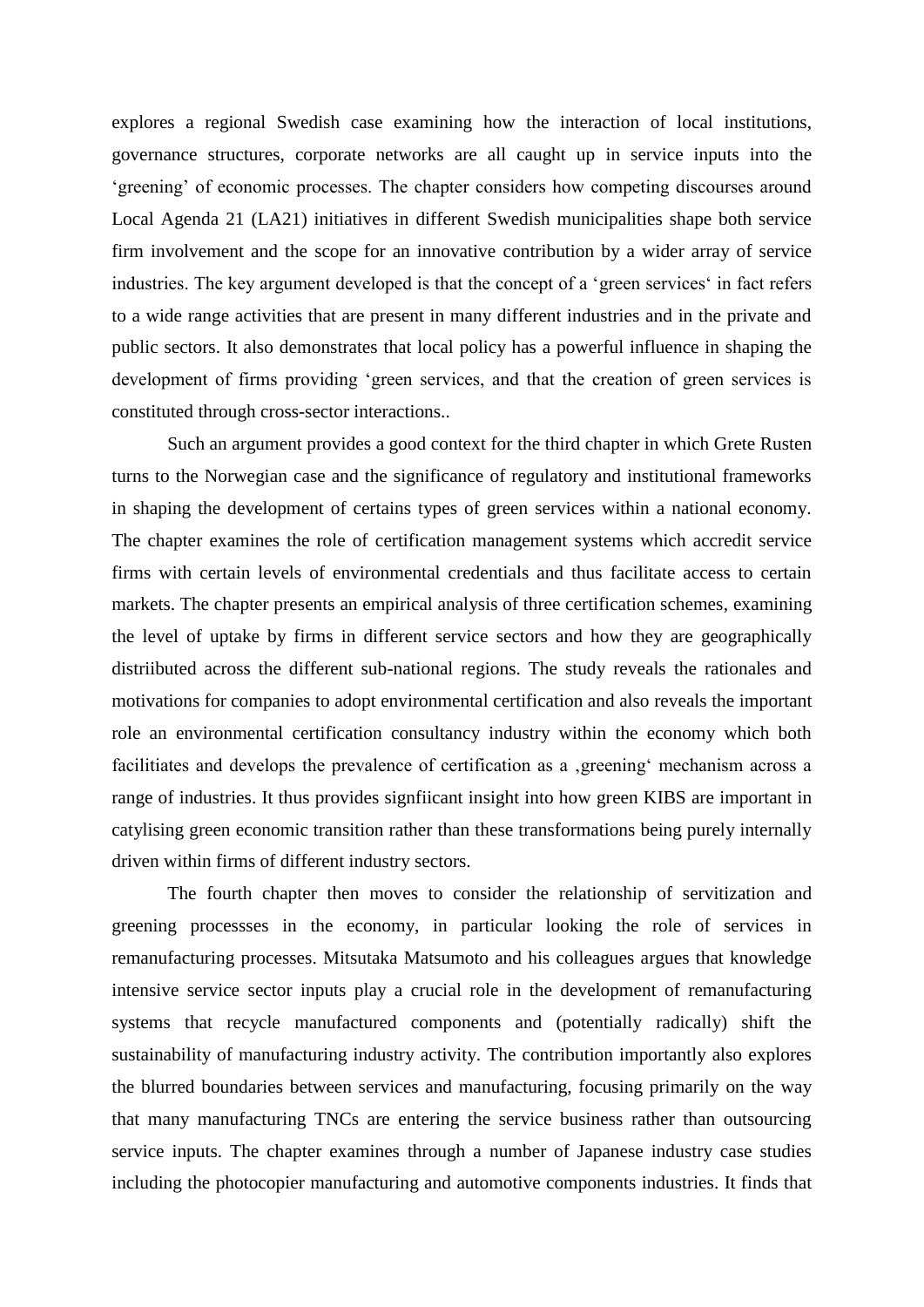explores a regional Swedish case examining how the interaction of local institutions, governance structures, corporate networks are all caught up in service inputs into the 'greening' of economic processes. The chapter considers how competing discourses around Local Agenda 21 (LA21) initiatives in different Swedish municipalities shape both service firm involvement and the scope for an innovative contribution by a wider array of service industries. The key argument developed is that the concept of a 'green services' in fact refers to a wide range activities that are present in many different industries and in the private and public sectors. It also demonstrates that local policy has a powerful influence in shaping the development of firms providing 'green services, and that the creation of green services is constituted through cross-sector interactions..

Such an argument provides a good context for the third chapter in which Grete Rusten turns to the Norwegian case and the significance of regulatory and institutional frameworks in shaping the development of certains types of green services within a national economy. The chapter examines the role of certification management systems which accredit service firms with certain levels of environmental credentials and thus facilitate access to certain markets. The chapter presents an empirical analysis of three certification schemes, examining the level of uptake by firms in different service sectors and how they are geographically distriibuted across the different sub-national regions. The study reveals the rationales and motivations for companies to adopt environmental certification and also reveals the important role an environmental certification consultancy industry within the economy which both facilitiates and develops the prevalence of certification as a ‚greening' mechanism across a range of industries. It thus provides signfiicant insight into how green KIBS are important in catylising green economic transition rather than these transformations being purely internally driven within firms of different industry sectors.

The fourth chapter then moves to consider the relationship of servitization and greening processses in the economy, in particular looking the role of services in remanufacturing processes. Mitsutaka Matsumoto and his colleagues argues that knowledge intensive service sector inputs play a crucial role in the development of remanufacturing systems that recycle manufactured components and (potentially radically) shift the sustainability of manufacturing industry activity. The contribution importantly also explores the blurred boundaries between services and manufacturing, focusing primarily on the way that many manufacturing TNCs are entering the service business rather than outsourcing service inputs. The chapter examines through a number of Japanese industry case studies including the photocopier manufacturing and automotive components industries. It finds that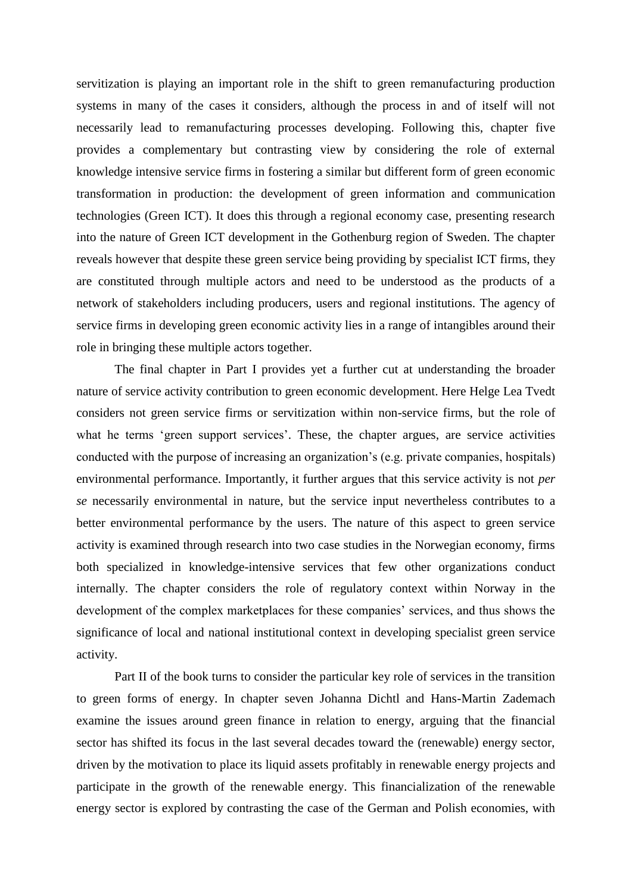servitization is playing an important role in the shift to green remanufacturing production systems in many of the cases it considers, although the process in and of itself will not necessarily lead to remanufacturing processes developing. Following this, chapter five provides a complementary but contrasting view by considering the role of external knowledge intensive service firms in fostering a similar but different form of green economic transformation in production: the development of green information and communication technologies (Green ICT). It does this through a regional economy case, presenting research into the nature of Green ICT development in the Gothenburg region of Sweden. The chapter reveals however that despite these green service being providing by specialist ICT firms, they are constituted through multiple actors and need to be understood as the products of a network of stakeholders including producers, users and regional institutions. The agency of service firms in developing green economic activity lies in a range of intangibles around their role in bringing these multiple actors together.

The final chapter in Part I provides yet a further cut at understanding the broader nature of service activity contribution to green economic development. Here Helge Lea Tvedt considers not green service firms or servitization within non-service firms, but the role of what he terms 'green support services'. These, the chapter argues, are service activities conducted with the purpose of increasing an organization's (e.g. private companies, hospitals) environmental performance. Importantly, it further argues that this service activity is not *per se* necessarily environmental in nature, but the service input nevertheless contributes to a better environmental performance by the users. The nature of this aspect to green service activity is examined through research into two case studies in the Norwegian economy, firms both specialized in knowledge-intensive services that few other organizations conduct internally. The chapter considers the role of regulatory context within Norway in the development of the complex marketplaces for these companies' services, and thus shows the significance of local and national institutional context in developing specialist green service activity.

Part II of the book turns to consider the particular key role of services in the transition to green forms of energy. In chapter seven Johanna Dichtl and Hans-Martin Zademach examine the issues around green finance in relation to energy, arguing that the financial sector has shifted its focus in the last several decades toward the (renewable) energy sector, driven by the motivation to place its liquid assets profitably in renewable energy projects and participate in the growth of the renewable energy. This financialization of the renewable energy sector is explored by contrasting the case of the German and Polish economies, with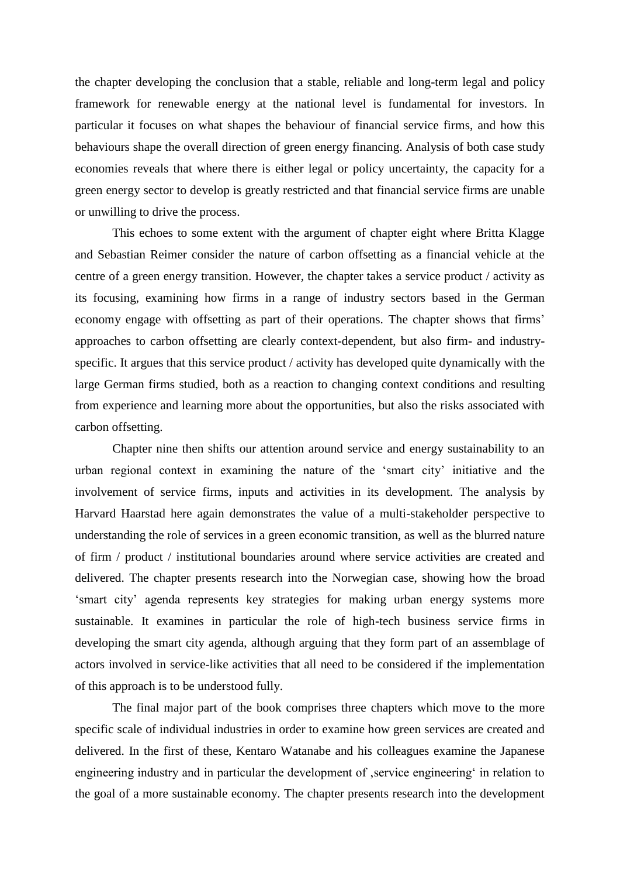the chapter developing the conclusion that a stable, reliable and long-term legal and policy framework for renewable energy at the national level is fundamental for investors. In particular it focuses on what shapes the behaviour of financial service firms, and how this behaviours shape the overall direction of green energy financing. Analysis of both case study economies reveals that where there is either legal or policy uncertainty, the capacity for a green energy sector to develop is greatly restricted and that financial service firms are unable or unwilling to drive the process.

This echoes to some extent with the argument of chapter eight where Britta Klagge and Sebastian Reimer consider the nature of carbon offsetting as a financial vehicle at the centre of a green energy transition. However, the chapter takes a service product / activity as its focusing, examining how firms in a range of industry sectors based in the German economy engage with offsetting as part of their operations. The chapter shows that firms' approaches to carbon offsetting are clearly context-dependent, but also firm- and industry-specific. It argues that this service product / activity has developed quite dynamically with the large German firms studied, both as a reaction to changing context conditions and resulting from experience and learning more about the opportunities, but also the risks associated with carbon offsetting.

Chapter nine then shifts our attention around service and energy sustainability to an urban regional context in examining the nature of the 'smart city' initiative and the involvement of service firms, inputs and activities in its development. The analysis by Harvard Haarstad here again demonstrates the value of a multi-stakeholder perspective to understanding the role of services in a green economic transition, as well as the blurred nature of firm / product / institutional boundaries around where service activities are created and delivered. The chapter presents research into the Norwegian case, showing how the broad 'smart city' agenda represents key strategies for making urban energy systems more sustainable. It examines in particular the role of high-tech business service firms in developing the smart city agenda, although arguing that they form part of an assemblage of actors involved in service-like activities that all need to be considered if the implementation of this approach is to be understood fully.

The final major part of the book comprises three chapters which move to the more specific scale of individual industries in order to examine how green services are created and delivered. In the first of these, Kentaro Watanabe and his colleagues examine the Japanese engineering industry and in particular the development of ‚service engineering' in relation to the goal of a more sustainable economy. The chapter presents research into the development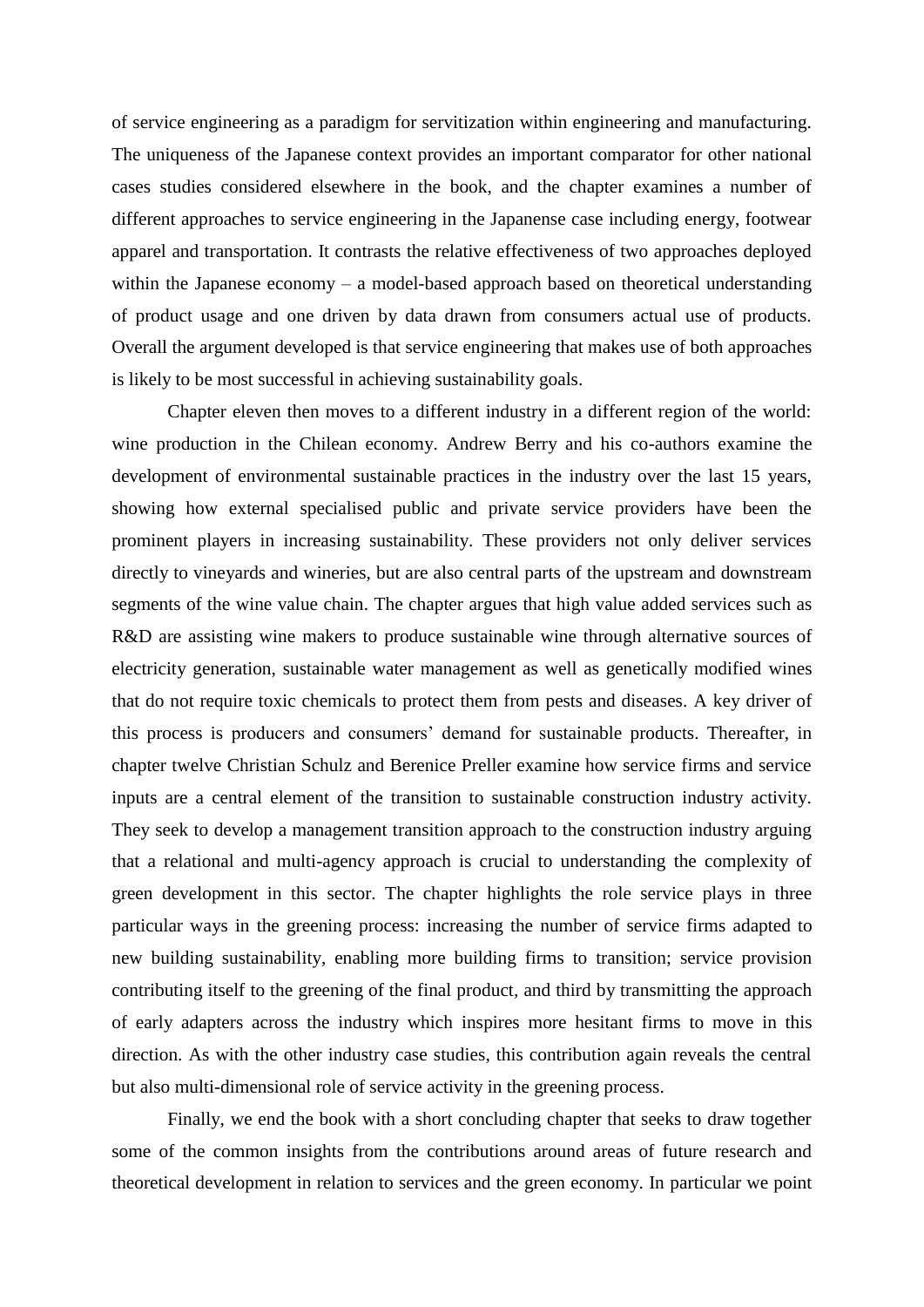of service engineering as a paradigm for servitization within engineering and manufacturing. The uniqueness of the Japanese context provides an important comparator for other national cases studies considered elsewhere in the book, and the chapter examines a number of different approaches to service engineering in the Japanense case including energy, footwear apparel and transportation. It contrasts the relative effectiveness of two approaches deployed within the Japanese economy – a model-based approach based on theoretical understanding of product usage and one driven by data drawn from consumers actual use of products. Overall the argument developed is that service engineering that makes use of both approaches is likely to be most successful in achieving sustainability goals.

Chapter eleven then moves to a different industry in a different region of the world: wine production in the Chilean economy. Andrew Berry and his co-authors examine the development of environmental sustainable practices in the industry over the last 15 years, showing how external specialised public and private service providers have been the prominent players in increasing sustainability. These providers not only deliver services directly to vineyards and wineries, but are also central parts of the upstream and downstream segments of the wine value chain. The chapter argues that high value added services such as R&D are assisting wine makers to produce sustainable wine through alternative sources of electricity generation, sustainable water management as well as genetically modified wines that do not require toxic chemicals to protect them from pests and diseases. A key driver of this process is producers and consumers' demand for sustainable products. Thereafter, in chapter twelve Christian Schulz and Berenice Preller examine how service firms and service inputs are a central element of the transition to sustainable construction industry activity. They seek to develop a management transition approach to the construction industry arguing that a relational and multi-agency approach is crucial to understanding the complexity of green development in this sector. The chapter highlights the role service plays in three particular ways in the greening process: increasing the number of service firms adapted to new building sustainability, enabling more building firms to transition; service provision contributing itself to the greening of the final product, and third by transmitting the approach of early adapters across the industry which inspires more hesitant firms to move in this direction. As with the other industry case studies, this contribution again reveals the central but also multi-dimensional role of service activity in the greening process.

Finally, we end the book with a short concluding chapter that seeks to draw together some of the common insights from the contributions around areas of future research and theoretical development in relation to services and the green economy. In particular we point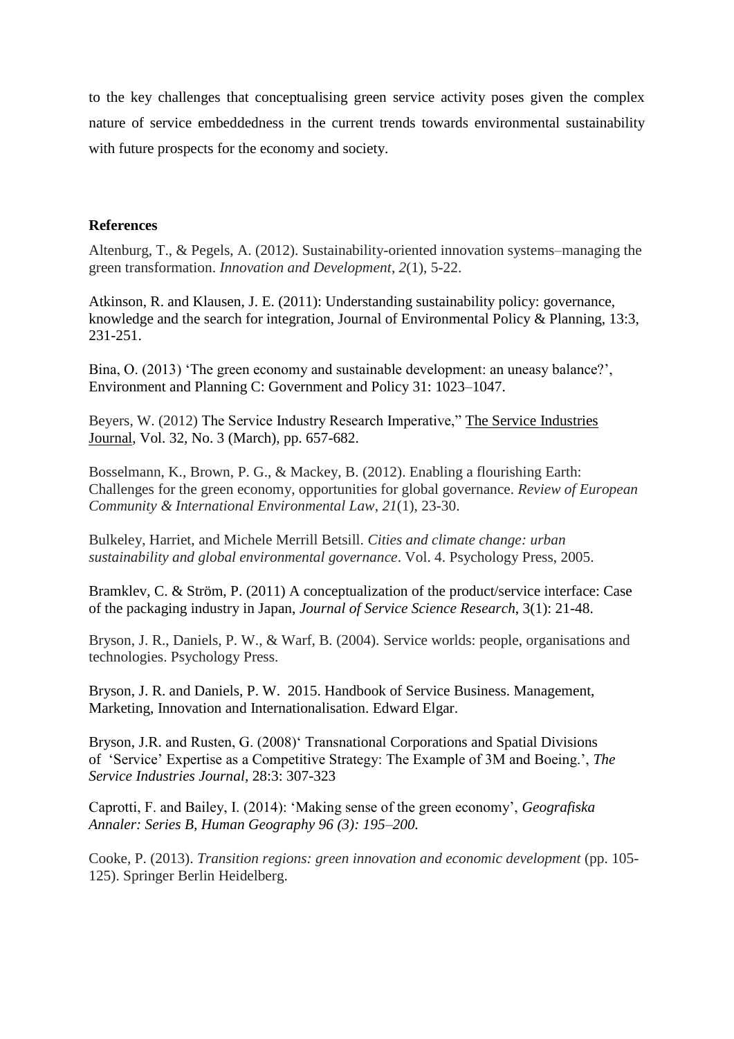to the key challenges that conceptualising green service activity poses given the complex nature of service embeddedness in the current trends towards environmental sustainability with future prospects for the economy and society.

**References**

Altenburg, T., & Pegels, A. (2012). Sustainability-oriented innovation systems–managing the green transformation. *Innovation and Development*, *2*(1), 5-22.

Atkinson, R. and Klausen, J. E. (2011): Understanding sustainability policy: governance, knowledge and the search for integration, Journal of Environmental Policy & Planning, 13:3, 231-251.

Bina, O. (2013) 'The green economy and sustainable development: an uneasy balance?', Environment and Planning C: Government and Policy 31: 1023–1047.

Beyers, W. (2012) The Service Industry Research Imperative," The Service Industries Journal, Vol. 32, No. 3 (March), pp. 657-682.

Bosselmann, K., Brown, P. G., & Mackey, B. (2012). Enabling a flourishing Earth: Challenges for the green economy, opportunities for global governance. *Review of European Community & International Environmental Law*, *21*(1), 23-30.

Bulkeley, Harriet, and Michele Merrill Betsill. *Cities and climate change: urban sustainability and global environmental governance*. Vol. 4. Psychology Press, 2005.

Bramklev, C. & Ström, P. (2011) A conceptualization of the product/service interface: Case of the packaging industry in Japan, *Journal of Service Science Research*, 3(1): 21-48.

Bryson, J. R., Daniels, P. W., & Warf, B. (2004). Service worlds: people, organisations and technologies. Psychology Press.

Bryson, J. R. and Daniels, P. W. 2015. Handbook of Service Business. Management, Marketing, Innovation and Internationalisation. Edward Elgar.

Bryson, J.R. and Rusten, G. (2008)' Transnational Corporations and Spatial Divisions of 'Service' Expertise as a Competitive Strategy: The Example of 3M and Boeing.', *The Service Industries Journal*, 28:3: 307-323

Caprotti, F. and Bailey, I. (2014): 'Making sense of the green economy', *Geografiska Annaler: Series B, Human Geography 96 (3): 195–200.*

Cooke, P. (2013). *Transition regions: green innovation and economic development* (pp. 105-125). Springer Berlin Heidelberg.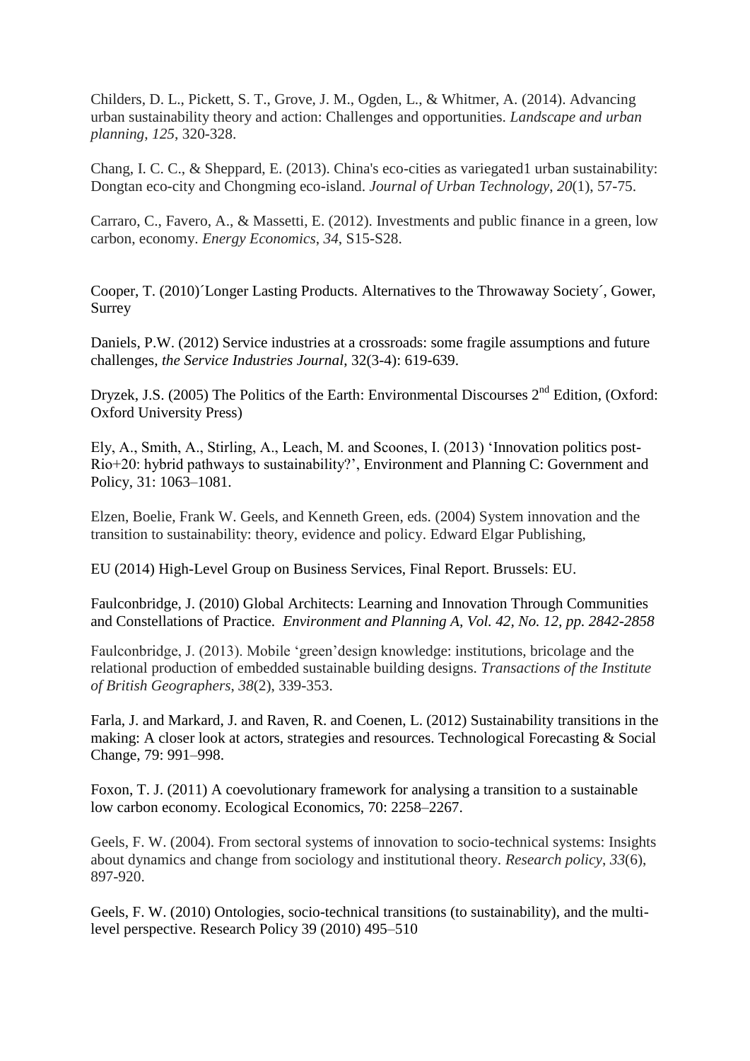Childers, D. L., Pickett, S. T., Grove, J. M., Ogden, L., & Whitmer, A. (2014). Advancing urban sustainability theory and action: Challenges and opportunities. *Landscape and urban planning*, *125*, 320-328.

Chang, I. C. C., & Sheppard, E. (2013). China's eco-cities as variegated1 urban sustainability: Dongtan eco-city and Chongming eco-island. *Journal of Urban Technology*, *20*(1), 57-75.

Carraro, C., Favero, A., & Massetti, E. (2012). Investments and public finance in a green, low carbon, economy. *Energy Economics*, *34*, S15-S28.

Cooper, T. (2010)´Longer Lasting Products. Alternatives to the Throwaway Society´, Gower, Surrey

Daniels, P.W. (2012) Service industries at a crossroads: some fragile assumptions and future challenges, *the Service Industries Journal*, 32(3-4): 619-639.

Dryzek, J.S. (2005) The Politics of the Earth: Environmental Discourses 2nd Edition, (Oxford: Oxford University Press)

Ely, A., Smith, A., Stirling, A., Leach, M. and Scoones, I. (2013) 'Innovation politics post-Rio+20: hybrid pathways to sustainability?', Environment and Planning C: Government and Policy, 31: 1063–1081.

Elzen, Boelie, Frank W. Geels, and Kenneth Green, eds. (2004) System innovation and the transition to sustainability: theory, evidence and policy. Edward Elgar Publishing,

EU (2014) High-Level Group on Business Services, Final Report. Brussels: EU.

Faulconbridge, J. (2010) Global Architects: Learning and Innovation Through Communities and Constellations of Practice. *Environment and Planning A, Vol. 42, No. 12, pp. 2842-2858*

Faulconbridge, J. (2013). Mobile 'green'design knowledge: institutions, bricolage and the relational production of embedded sustainable building designs. *Transactions of the Institute of British Geographers*, *38*(2), 339-353.

Farla, J. and Markard, J. and Raven, R. and Coenen, L. (2012) Sustainability transitions in the making: A closer look at actors, strategies and resources. Technological Forecasting & Social Change, 79: 991–998.

Foxon, T. J. (2011) A coevolutionary framework for analysing a transition to a sustainable low carbon economy. Ecological Economics, 70: 2258–2267.

Geels, F. W. (2004). From sectoral systems of innovation to socio-technical systems: Insights about dynamics and change from sociology and institutional theory. *Research policy*, *33*(6), 897-920.

Geels, F. W. (2010) Ontologies, socio-technical transitions (to sustainability), and the multi-level perspective. Research Policy 39 (2010) 495–510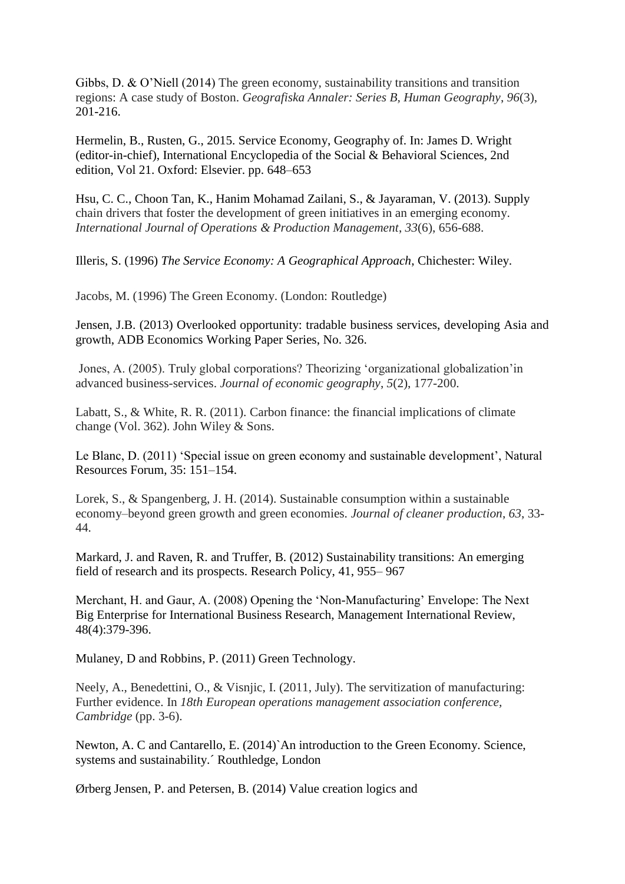Gibbs, D. & O'Niell (2014) The green economy, sustainability transitions and transition regions: A case study of Boston. *Geografiska Annaler: Series B, Human Geography*, *96*(3), 201-216.

Hermelin, B., Rusten, G., 2015. Service Economy, Geography of. In: James D. Wright (editor-in-chief), International Encyclopedia of the Social & Behavioral Sciences, 2nd edition, Vol 21. Oxford: Elsevier. pp. 648–653

Hsu, C. C., Choon Tan, K., Hanim Mohamad Zailani, S., & Jayaraman, V. (2013). Supply chain drivers that foster the development of green initiatives in an emerging economy. *International Journal of Operations & Production Management*, *33*(6), 656-688.

Illeris, S. (1996) *The Service Economy: A Geographical Approach*, Chichester: Wiley.

Jacobs, M. (1996) The Green Economy. (London: Routledge)

Jensen, J.B. (2013) Overlooked opportunity: tradable business services, developing Asia and growth, ADB Economics Working Paper Series, No. 326.

Jones, A. (2005). Truly global corporations? Theorizing 'organizational globalization'in advanced business-services. *Journal of economic geography*, *5*(2), 177-200.

Labatt, S., & White, R. R. (2011). Carbon finance: the financial implications of climate change (Vol. 362). John Wiley & Sons.

Le Blanc, D. (2011) 'Special issue on green economy and sustainable development', Natural Resources Forum, 35: 151–154.

Lorek, S., & Spangenberg, J. H. (2014). Sustainable consumption within a sustainable economy–beyond green growth and green economies. *Journal of cleaner production*, *63*, 33-44.

Markard, J. and Raven, R. and Truffer, B. (2012) Sustainability transitions: An emerging field of research and its prospects. Research Policy, 41, 955– 967

Merchant, H. and Gaur, A. (2008) Opening the 'Non-Manufacturing' Envelope: The Next Big Enterprise for International Business Research, Management International Review, 48(4):379-396.

Mulaney, D and Robbins, P. (2011) Green Technology.

Neely, A., Benedettini, O., & Visnjic, I. (2011, July). The servitization of manufacturing: Further evidence. In *18th European operations management association conference, Cambridge* (pp. 3-6).

Newton, A. C and Cantarello, E. (2014)`An introduction to the Green Economy. Science, systems and sustainability.´ Routhledge, London

Ørberg Jensen, P. and Petersen, B. (2014) Value creation logics and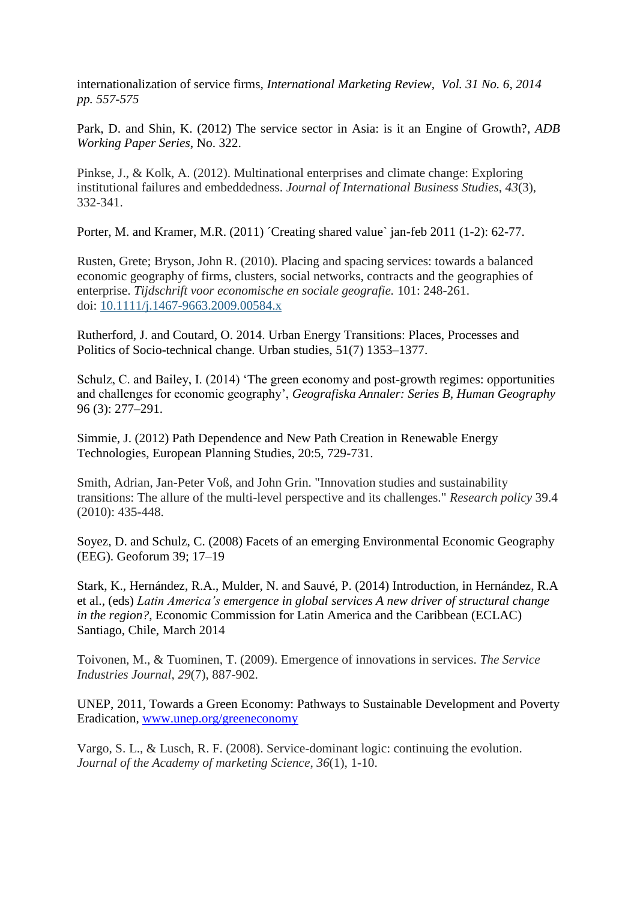internationalization of service firms, *International Marketing Review, Vol. 31 No. 6, 2014 pp. 557-575*

Park, D. and Shin, K. (2012) The service sector in Asia: is it an Engine of Growth?, *ADB Working Paper Series*, No. 322.

Pinkse, J., & Kolk, A. (2012). Multinational enterprises and climate change: Exploring institutional failures and embeddedness. *Journal of International Business Studies*, *43*(3), 332-341.

Porter, M. and Kramer, M.R. (2011) ´Creating shared value` jan-feb 2011 (1-2): 62-77.

Rusten, Grete; Bryson, John R. (2010). Placing and spacing services: towards a balanced economic geography of firms, clusters, social networks, contracts and the geographies of enterprise. *Tijdschrift voor economische en sociale geografie.* 101: 248-261. doi: [10.1111/j.1467-9663.2009.00584.x](10.1111/j.1467-9663.2009.00584.x)

Rutherford, J. and Coutard, O. 2014. Urban Energy Transitions: Places, Processes and Politics of Socio-technical change. Urban studies, 51(7) 1353–1377.

Schulz, C. and Bailey, I. (2014) 'The green economy and post-growth regimes: opportunities and challenges for economic geography', *Geografiska Annaler: Series B, Human Geography* 96 (3): 277–291.

Simmie, J. (2012) Path Dependence and New Path Creation in Renewable Energy Technologies, European Planning Studies, 20:5, 729-731.

Smith, Adrian, Jan-Peter Voß, and John Grin. "Innovation studies and sustainability transitions: The allure of the multi-level perspective and its challenges." *Research policy* 39.4 (2010): 435-448.

Soyez, D. and Schulz, C. (2008) Facets of an emerging Environmental Economic Geography (EEG). Geoforum 39; 17–19

Stark, K., Hernández, R.A., Mulder, N. and Sauvé, P. (2014) Introduction, in Hernández, R.A et al., (eds) *Latin America's emergence in global services A new driver of structural change in the region?*, Economic Commission for Latin America and the Caribbean (ECLAC) Santiago, Chile, March 2014

Toivonen, M., & Tuominen, T. (2009). Emergence of innovations in services. *The Service Industries Journal*, *29*(7), 887-902.

UNEP, 2011, Towards a Green Economy: Pathways to Sustainable Development and Poverty Eradication, [www.unep.org/greeneconomy](www.unep.org/greeneconomy)

Vargo, S. L., & Lusch, R. F. (2008). Service-dominant logic: continuing the evolution. *Journal of the Academy of marketing Science*, *36*(1), 1-10.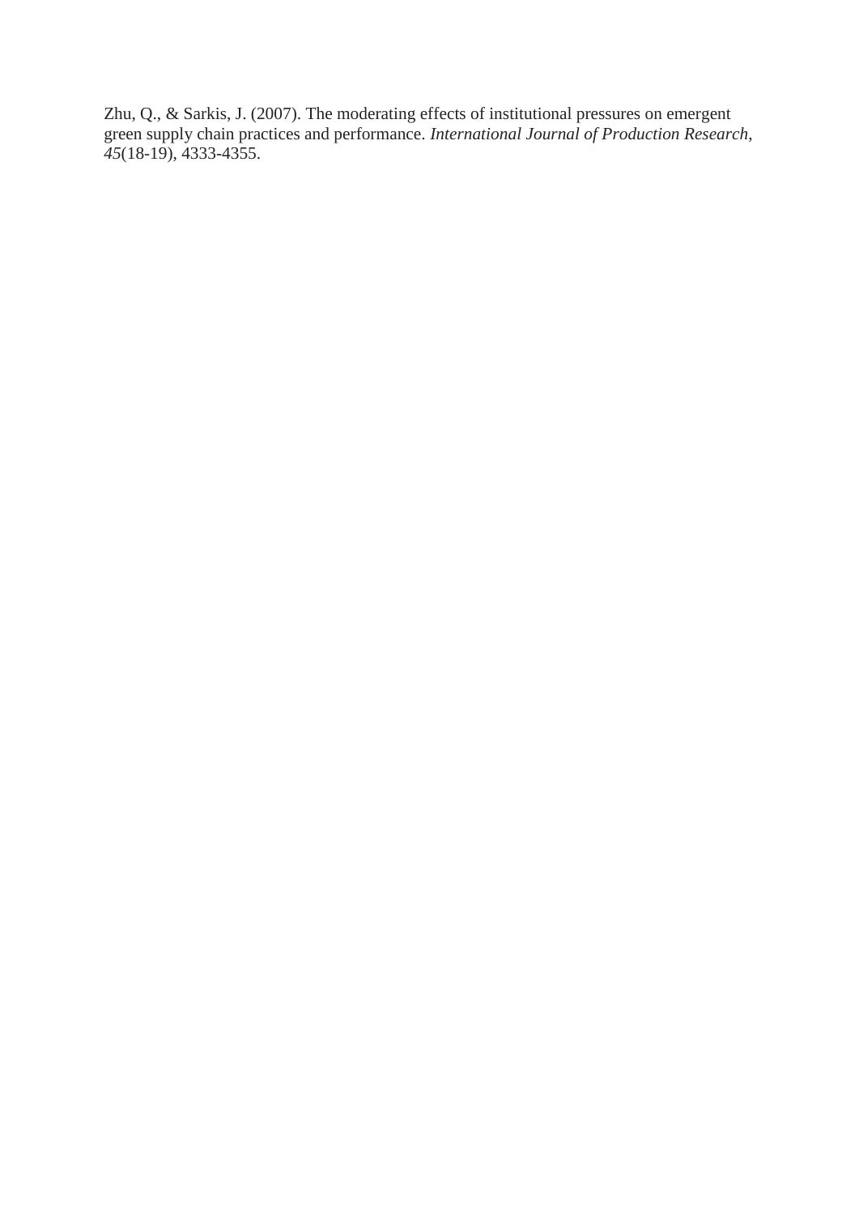Zhu, Q., & Sarkis, J. (2007). The moderating effects of institutional pressures on emergent green supply chain practices and performance. *International Journal of Production Research*, *45*(18-19), 4333-4355.